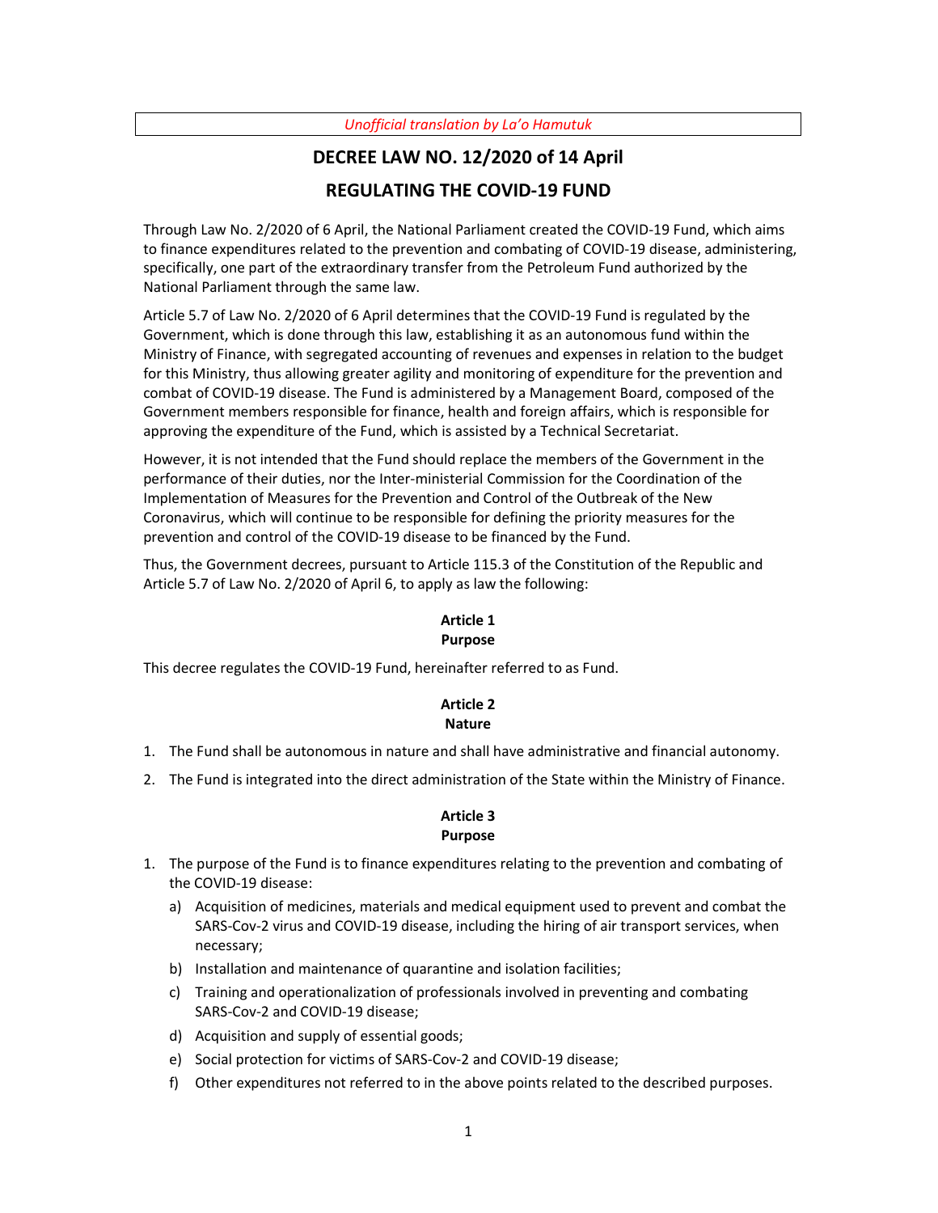*Unofficial translation by La'o Hamutuk*

# DECREE LAW NO. 12/2020 of 14 April

# REGULATING THE COVID-19 FUND

Through Law No. 2/2020 of 6 April, the National Parliament created the COVID-19 Fund, which aims to finance expenditures related to the prevention and combating of COVID-19 disease, administering, specifically, one part of the extraordinary transfer from the Petroleum Fund authorized by the National Parliament through the same law.

Article 5.7 of Law No. 2/2020 of 6 April determines that the COVID-19 Fund is regulated by the Government, which is done through this law, establishing it as an autonomous fund within the Ministry of Finance, with segregated accounting of revenues and expenses in relation to the budget for this Ministry, thus allowing greater agility and monitoring of expenditure for the prevention and combat of COVID-19 disease. The Fund is administered by a Management Board, composed of the Government members responsible for finance, health and foreign affairs, which is responsible for approving the expenditure of the Fund, which is assisted by a Technical Secretariat.

However, it is not intended that the Fund should replace the members of the Government in the performance of their duties, nor the Inter-ministerial Commission for the Coordination of the Implementation of Measures for the Prevention and Control of the Outbreak of the New Coronavirus, which will continue to be responsible for defining the priority measures for the prevention and control of the COVID-19 disease to be financed by the Fund.

Thus, the Government decrees, pursuant to Article 115.3 of the Constitution of the Republic and Article 5.7 of Law No. 2/2020 of April 6, to apply as law the following:

**Article 1**
**Purpose**

This decree regulates the COVID-19 Fund, hereinafter referred to as Fund.

**Article 2**
**Nature**

1. The Fund shall be autonomous in nature and shall have administrative and financial autonomy.
2. The Fund is integrated into the direct administration of the State within the Ministry of Finance.

**Article 3**
**Purpose**

1. The purpose of the Fund is to finance expenditures relating to the prevention and combating of the COVID-19 disease:
   a) Acquisition of medicines, materials and medical equipment used to prevent and combat the SARS-Cov-2 virus and COVID-19 disease, including the hiring of air transport services, when necessary;
   b) Installation and maintenance of quarantine and isolation facilities;
   c) Training and operationalization of professionals involved in preventing and combating SARS-Cov-2 and COVID-19 disease;
   d) Acquisition and supply of essential goods;
   e) Social protection for victims of SARS-Cov-2 and COVID-19 disease;
   f) Other expenditures not referred to in the above points related to the described purposes.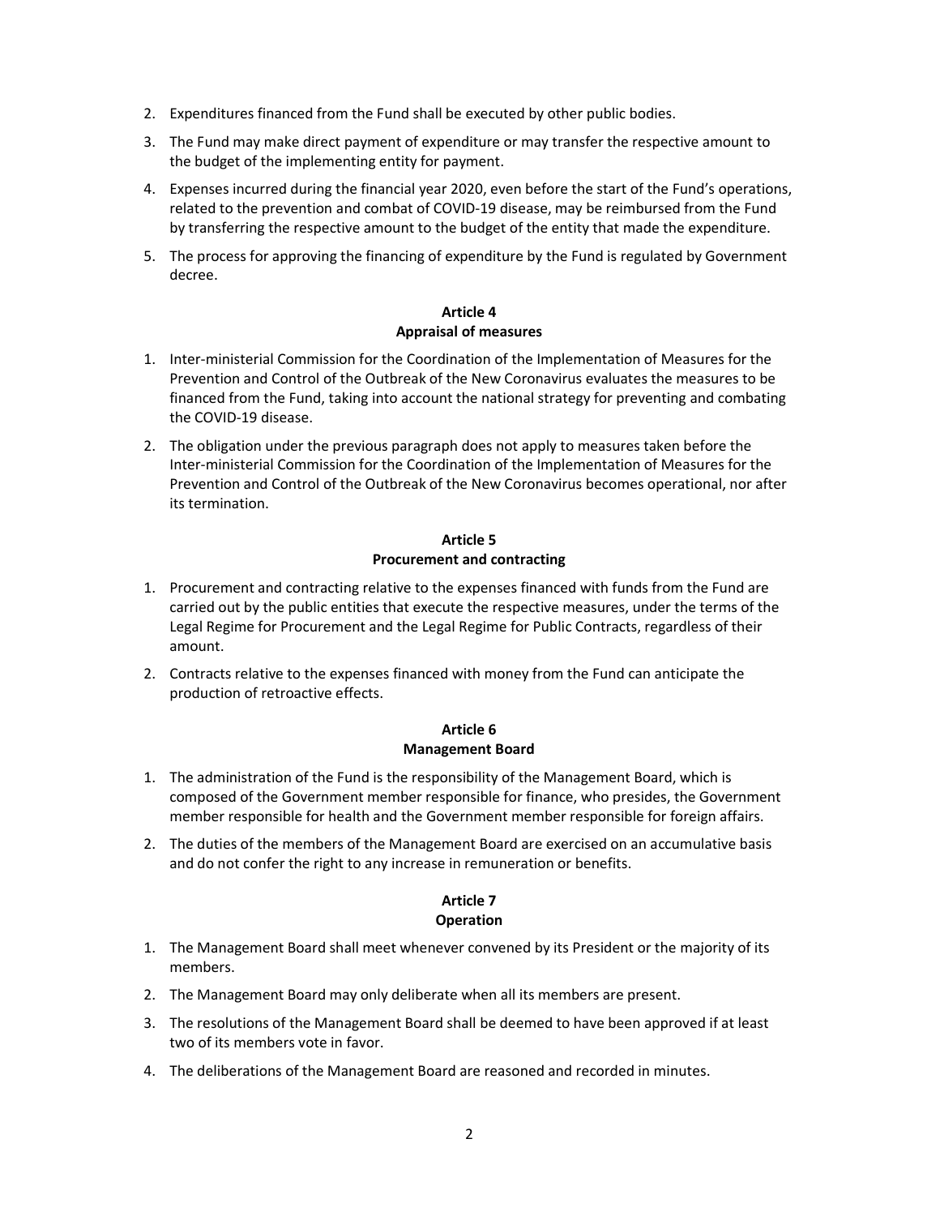2. Expenditures financed from the Fund shall be executed by other public bodies.
3. The Fund may make direct payment of expenditure or may transfer the respective amount to the budget of the implementing entity for payment.
4. Expenses incurred during the financial year 2020, even before the start of the Fund's operations, related to the prevention and combat of COVID-19 disease, may be reimbursed from the Fund by transferring the respective amount to the budget of the entity that made the expenditure.
5. The process for approving the financing of expenditure by the Fund is regulated by Government decree.

**Article 4**
**Appraisal of measures**

1. Inter-ministerial Commission for the Coordination of the Implementation of Measures for the Prevention and Control of the Outbreak of the New Coronavirus evaluates the measures to be financed from the Fund, taking into account the national strategy for preventing and combating the COVID-19 disease.
2. The obligation under the previous paragraph does not apply to measures taken before the Inter-ministerial Commission for the Coordination of the Implementation of Measures for the Prevention and Control of the Outbreak of the New Coronavirus becomes operational, nor after its termination.

**Article 5**
**Procurement and contracting**

1. Procurement and contracting relative to the expenses financed with funds from the Fund are carried out by the public entities that execute the respective measures, under the terms of the Legal Regime for Procurement and the Legal Regime for Public Contracts, regardless of their amount.
2. Contracts relative to the expenses financed with money from the Fund can anticipate the production of retroactive effects.

**Article 6**
**Management Board**

1. The administration of the Fund is the responsibility of the Management Board, which is composed of the Government member responsible for finance, who presides, the Government member responsible for health and the Government member responsible for foreign affairs.
2. The duties of the members of the Management Board are exercised on an accumulative basis and do not confer the right to any increase in remuneration or benefits.

**Article 7**
**Operation**

1. The Management Board shall meet whenever convened by its President or the majority of its members.
2. The Management Board may only deliberate when all its members are present.
3. The resolutions of the Management Board shall be deemed to have been approved if at least two of its members vote in favor.
4. The deliberations of the Management Board are reasoned and recorded in minutes.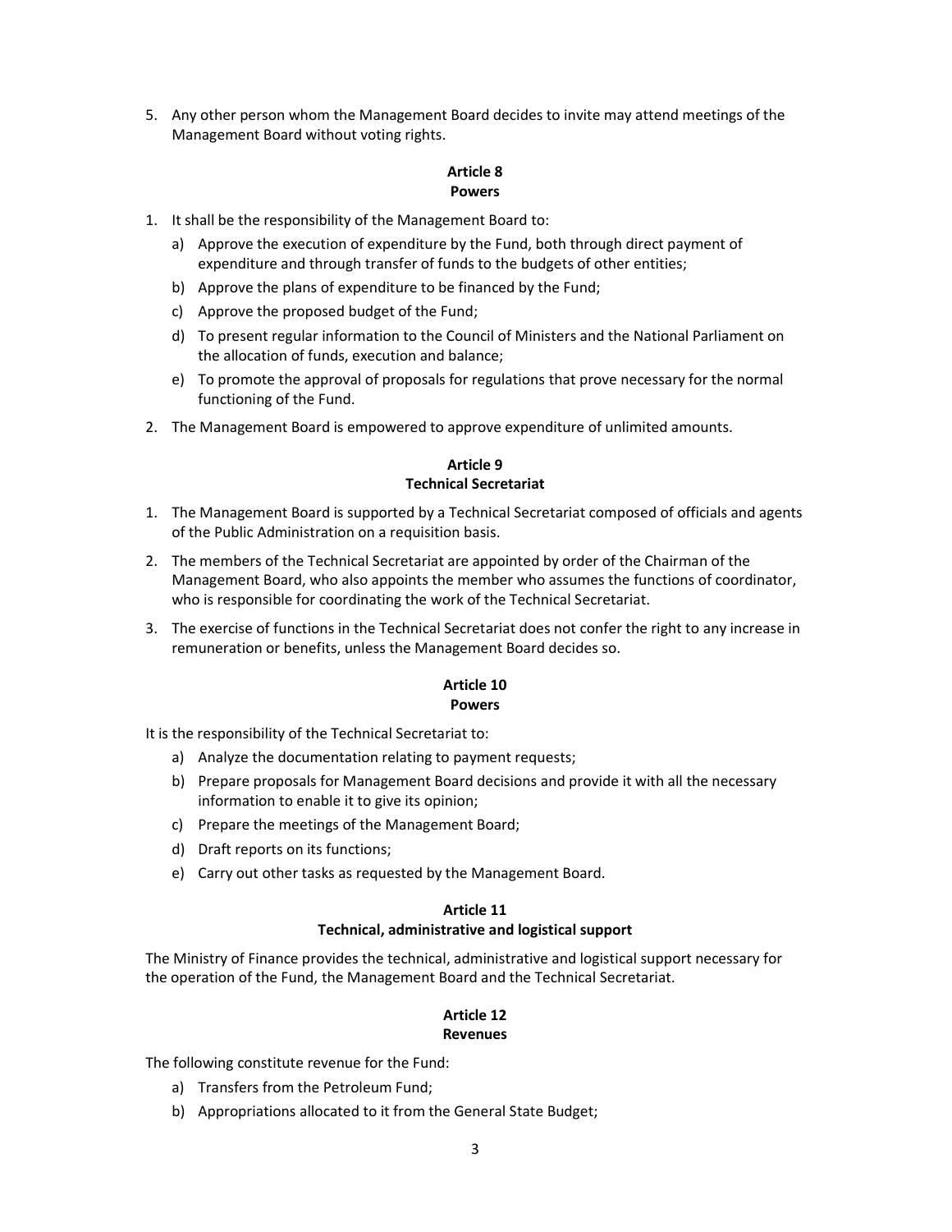5. Any other person whom the Management Board decides to invite may attend meetings of the Management Board without voting rights.

### Article 8
### Powers

1. It shall be the responsibility of the Management Board to:
   a) Approve the execution of expenditure by the Fund, both through direct payment of expenditure and through transfer of funds to the budgets of other entities;
   b) Approve the plans of expenditure to be financed by the Fund;
   c) Approve the proposed budget of the Fund;
   d) To present regular information to the Council of Ministers and the National Parliament on the allocation of funds, execution and balance;
   e) To promote the approval of proposals for regulations that prove necessary for the normal functioning of the Fund.
2. The Management Board is empowered to approve expenditure of unlimited amounts.

### Article 9
### Technical Secretariat

1. The Management Board is supported by a Technical Secretariat composed of officials and agents of the Public Administration on a requisition basis.
2. The members of the Technical Secretariat are appointed by order of the Chairman of the Management Board, who also appoints the member who assumes the functions of coordinator, who is responsible for coordinating the work of the Technical Secretariat.
3. The exercise of functions in the Technical Secretariat does not confer the right to any increase in remuneration or benefits, unless the Management Board decides so.

### Article 10
### Powers

It is the responsibility of the Technical Secretariat to:

a) Analyze the documentation relating to payment requests;
b) Prepare proposals for Management Board decisions and provide it with all the necessary information to enable it to give its opinion;
c) Prepare the meetings of the Management Board;
d) Draft reports on its functions;
e) Carry out other tasks as requested by the Management Board.

### Article 11
### Technical, administrative and logistical support

The Ministry of Finance provides the technical, administrative and logistical support necessary for the operation of the Fund, the Management Board and the Technical Secretariat.

### Article 12
### Revenues

The following constitute revenue for the Fund:

a) Transfers from the Petroleum Fund;
b) Appropriations allocated to it from the General State Budget;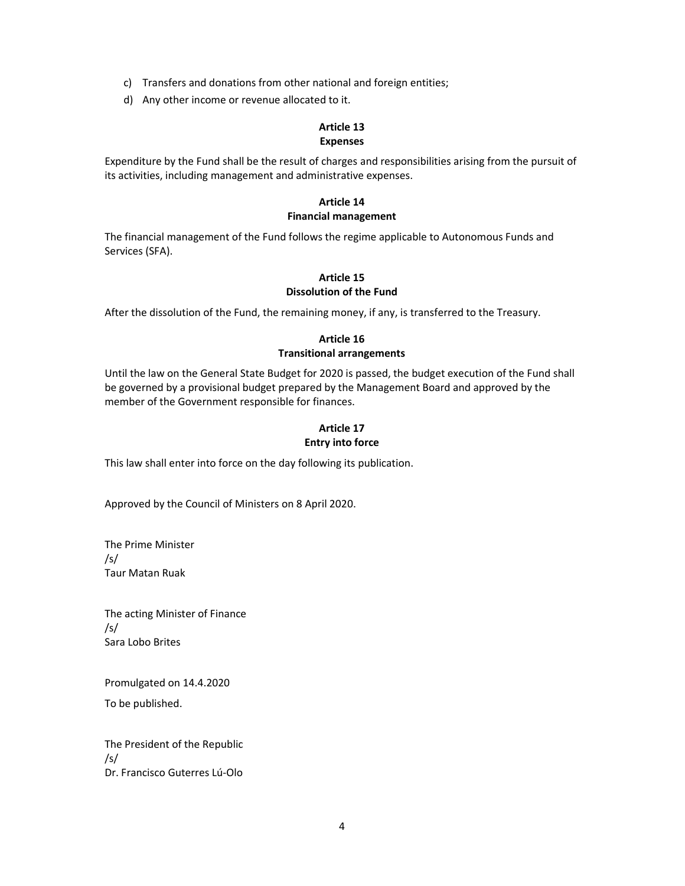c) Transfers and donations from other national and foreign entities;
d) Any other income or revenue allocated to it.

**Article 13**
**Expenses**

Expenditure by the Fund shall be the result of charges and responsibilities arising from the pursuit of its activities, including management and administrative expenses.

**Article 14**
**Financial management**

The financial management of the Fund follows the regime applicable to Autonomous Funds and Services (SFA).

**Article 15**
**Dissolution of the Fund**

After the dissolution of the Fund, the remaining money, if any, is transferred to the Treasury.

**Article 16**
**Transitional arrangements**

Until the law on the General State Budget for 2020 is passed, the budget execution of the Fund shall be governed by a provisional budget prepared by the Management Board and approved by the member of the Government responsible for finances.

**Article 17**
**Entry into force**

This law shall enter into force on the day following its publication.

Approved by the Council of Ministers on 8 April 2020.

The Prime Minister
/s/
Taur Matan Ruak

The acting Minister of Finance
/s/
Sara Lobo Brites

Promulgated on 14.4.2020

To be published.

The President of the Republic
/s/
Dr. Francisco Guterres Lú-Olo